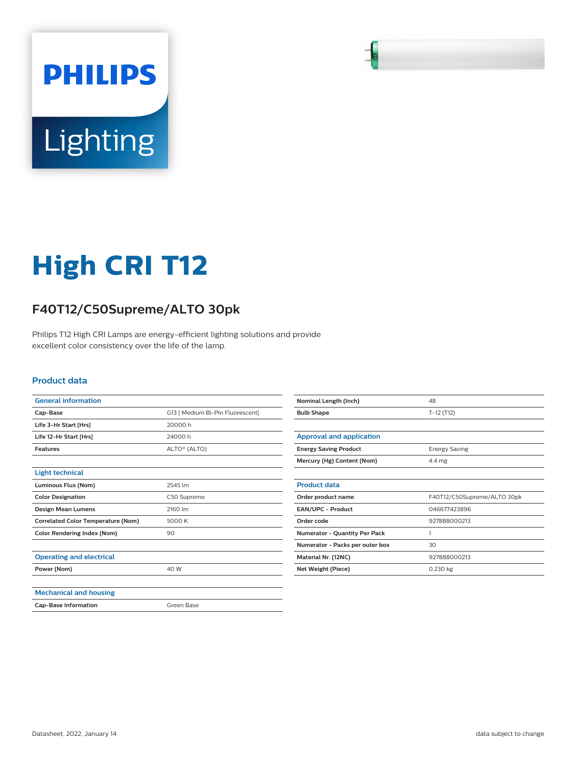PHILIPS

Lighting

# High CRI T12

## F40T12/C50Supreme/ALTO 30pk

Philips T12 High CRI Lamps are energy-efficient lighting solutions and provide excellent color consistency over the life of the lamp.

### Product data

| General information | |
|---|---|
| Cap-Base | G13 [ Medium Bi-Pin Fluorescent] |
| Life 3-Hr Start [Hrs] | 20000 h |
| Life 12-Hr Start [Hrs] | 24000 h |
| Features | ALTO® (ALTO) |

| Light technical | |
|---|---|
| Luminous Flux (Nom) | 2545 lm |
| Color Designation | C50 Supreme |
| Design Mean Lumens | 2160 lm |
| Correlated Color Temperature (Nom) | 5000 K |
| Color Rendering Index (Nom) | 90 |

| Operating and electrical | |
|---|---|
| Power (Nom) | 40 W |

| Mechanical and housing | |
|---|---|
| Cap-Base Information | Green Base |
| Nominal Length (Inch) | 48 |
| Bulb Shape | T-12 (T12) |

| Approval and application | |
|---|---|
| Energy Saving Product | Energy Saving |
| Mercury (Hg) Content (Nom) | 4.4 mg |

| Product data | |
|---|---|
| Order product name | F40T12/C50Supreme/ALTO 30pk |
| EAN/UPC - Product | 046677423896 |
| Order code | 927888000213 |
| Numerator - Quantity Per Pack | 1 |
| Numerator - Packs per outer box | 30 |
| Material Nr. (12NC) | 927888000213 |
| Net Weight (Piece) | 0.230 kg |

Datasheet, 2022, January 14 data subject to change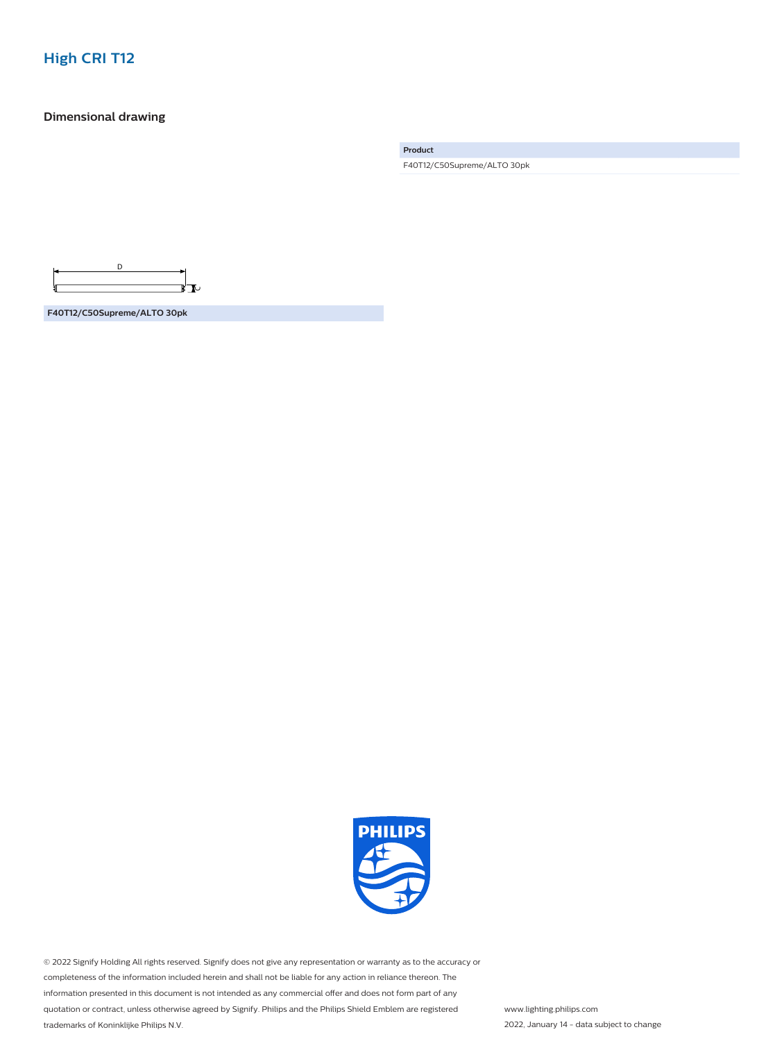# High CRI T12

## Dimensional drawing

| Product |
|---|
| F40T12/C50Supreme/ALTO 30pk |

D

**F40T12/C50Supreme/ALTO 30pk**

© 2022 Signify Holding All rights reserved. Signify does not give any representation or warranty as to the accuracy or completeness of the information included herein and shall not be liable for any action in reliance thereon. The information presented in this document is not intended as any commercial offer and does not form part of any quotation or contract, unless otherwise agreed by Signify. Philips and the Philips Shield Emblem are registered trademarks of Koninklijke Philips N.V.

www.lighting.philips.com

2022, January 14 - data subject to change